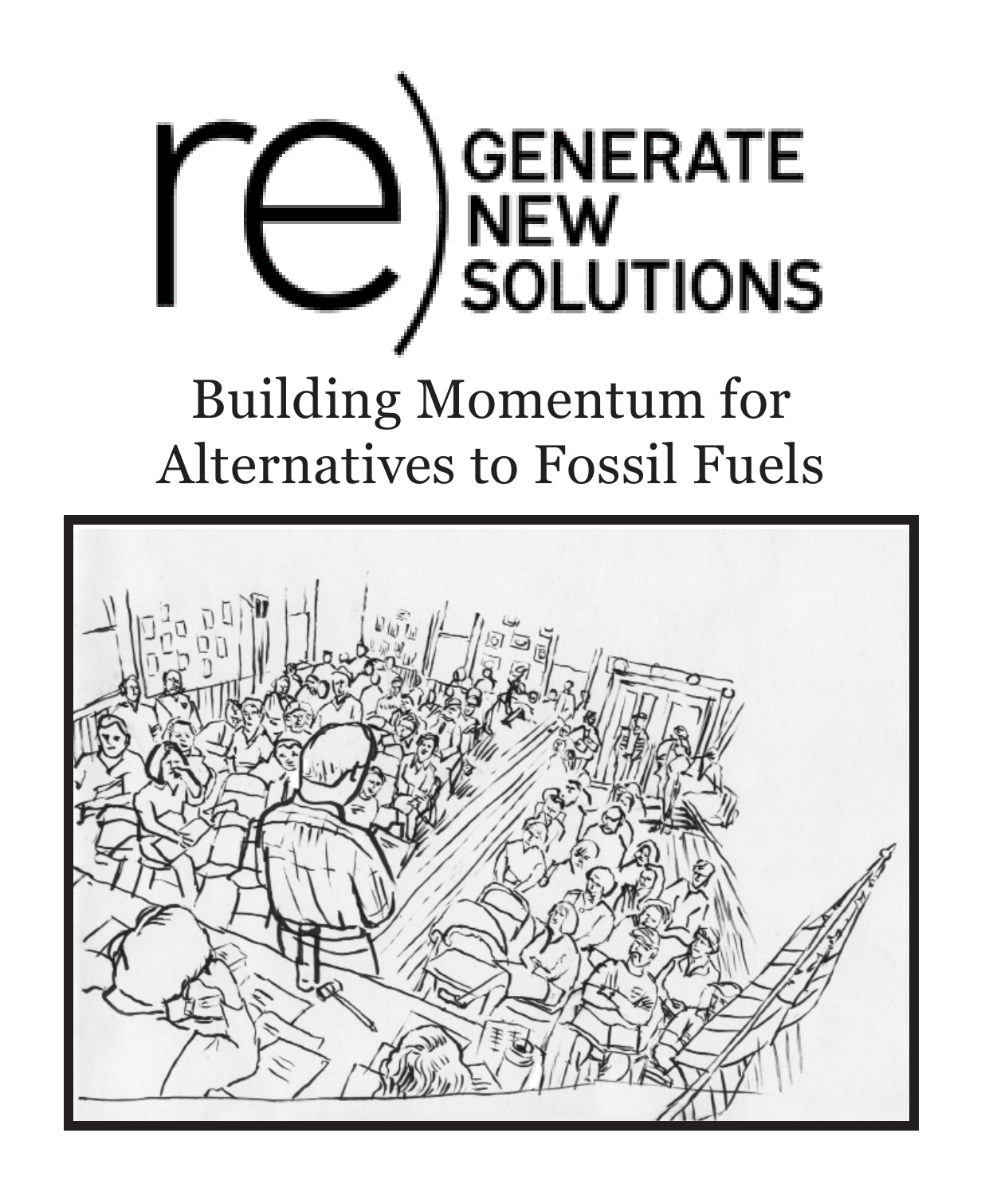re) GENERATE NEW SOLUTIONS

# Building Momentum for Alternatives to Fossil Fuels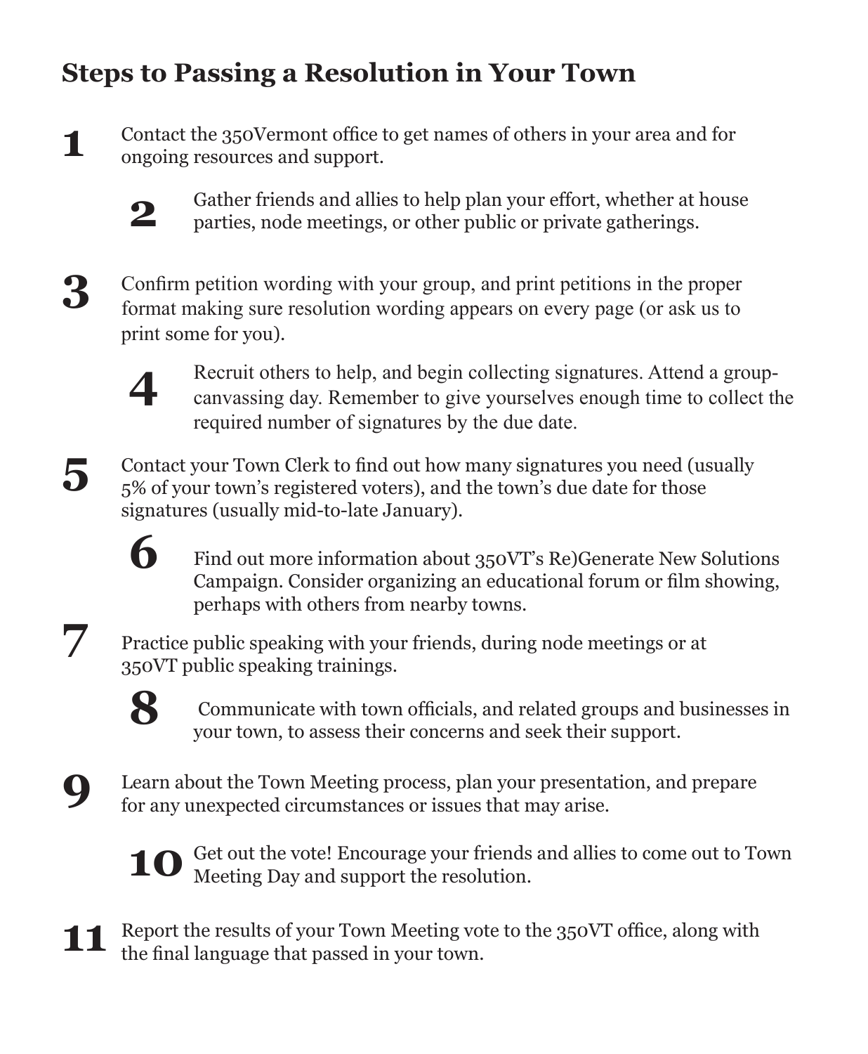## Steps to Passing a Resolution in Your Town

1. Contact the 350Vermont office to get names of others in your area and for ongoing resources and support.

2. Gather friends and allies to help plan your effort, whether at house parties, node meetings, or other public or private gatherings.

3. Confirm petition wording with your group, and print petitions in the proper format making sure resolution wording appears on every page (or ask us to print some for you).

4. Recruit others to help, and begin collecting signatures. Attend a group-canvassing day. Remember to give yourselves enough time to collect the required number of signatures by the due date.

5. Contact your Town Clerk to find out how many signatures you need (usually 5% of your town's registered voters), and the town's due date for those signatures (usually mid-to-late January).

6. Find out more information about 350VT's Re)Generate New Solutions Campaign. Consider organizing an educational forum or film showing, perhaps with others from nearby towns.

7. Practice public speaking with your friends, during node meetings or at 350VT public speaking trainings.

8. Communicate with town officials, and related groups and businesses in your town, to assess their concerns and seek their support.

9. Learn about the Town Meeting process, plan your presentation, and prepare for any unexpected circumstances or issues that may arise.

10. Get out the vote! Encourage your friends and allies to come out to Town Meeting Day and support the resolution.

11. Report the results of your Town Meeting vote to the 350VT office, along with the final language that passed in your town.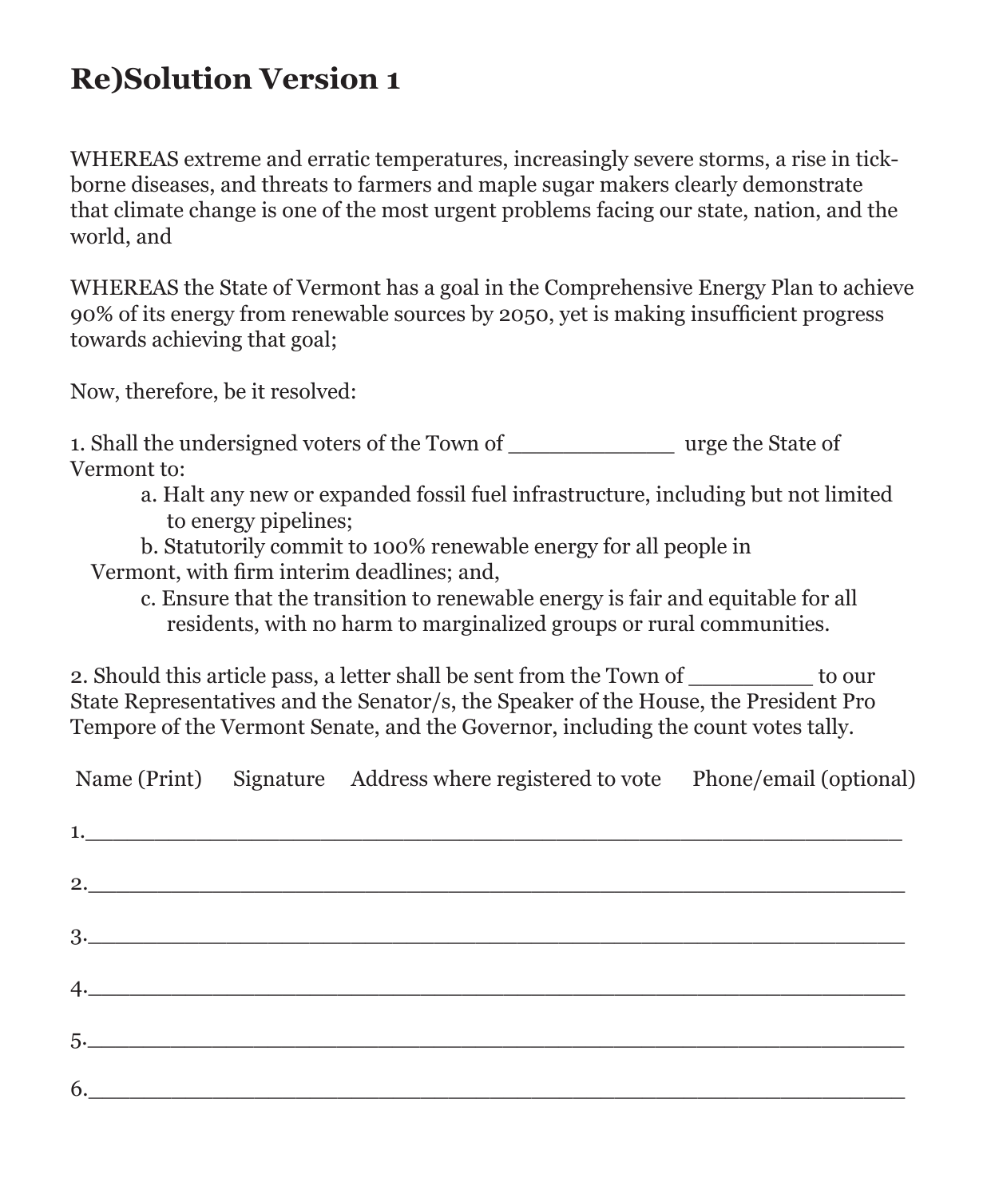# Re)Solution Version 1

WHEREAS extreme and erratic temperatures, increasingly severe storms, a rise in tick-borne diseases, and threats to farmers and maple sugar makers clearly demonstrate that climate change is one of the most urgent problems facing our state, nation, and the world, and

WHEREAS the State of Vermont has a goal in the Comprehensive Energy Plan to achieve 90% of its energy from renewable sources by 2050, yet is making insufficient progress towards achieving that goal;

Now, therefore, be it resolved:

1. Shall the undersigned voters of the Town of _____________ urge the State of Vermont to:
    a. Halt any new or expanded fossil fuel infrastructure, including but not limited to energy pipelines;
    b. Statutorily commit to 100% renewable energy for all people in Vermont, with firm interim deadlines; and,
    c. Ensure that the transition to renewable energy is fair and equitable for all residents, with no harm to marginalized groups or rural communities.

2. Should this article pass, a letter shall be sent from the Town of _________ to our State Representatives and the Senator/s, the Speaker of the House, the President Pro Tempore of the Vermont Senate, and the Governor, including the count votes tally.

| Name (Print) | Signature | Address where registered to vote | Phone/email (optional) |
| --- | --- | --- | --- |
| 1. | | | |
| 2. | | | |
| 3. | | | |
| 4. | | | |
| 5. | | | |
| 6. | | | |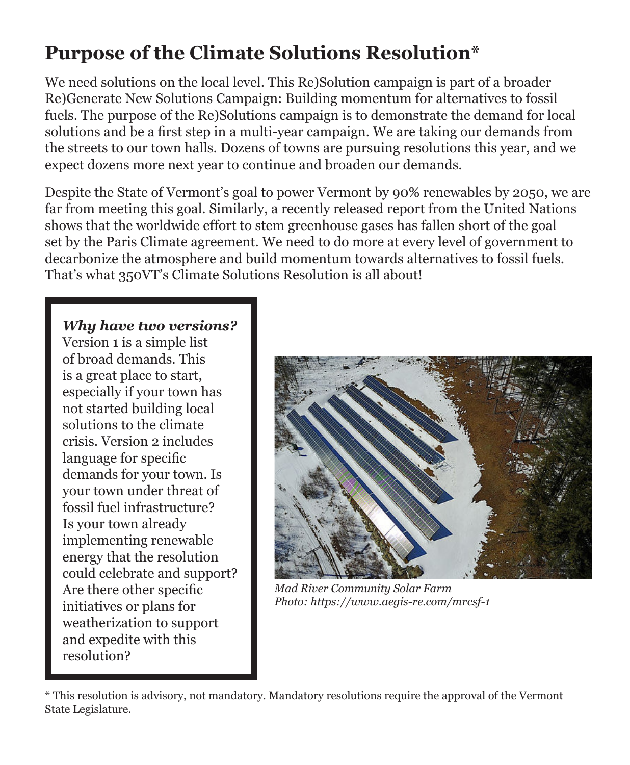# Purpose of the Climate Solutions Resolution*

We need solutions on the local level. This Re)Solution campaign is part of a broader Re)Generate New Solutions Campaign: Building momentum for alternatives to fossil fuels. The purpose of the Re)Solutions campaign is to demonstrate the demand for local solutions and be a first step in a multi-year campaign. We are taking our demands from the streets to our town halls. Dozens of towns are pursuing resolutions this year, and we expect dozens more next year to continue and broaden our demands.

Despite the State of Vermont's goal to power Vermont by 90% renewables by 2050, we are far from meeting this goal. Similarly, a recently released report from the United Nations shows that the worldwide effort to stem greenhouse gases has fallen short of the goal set by the Paris Climate agreement. We need to do more at every level of government to decarbonize the atmosphere and build momentum towards alternatives to fossil fuels. That's what 350VT's Climate Solutions Resolution is all about!

***Why have two versions?***
Version 1 is a simple list of broad demands. This is a great place to start, especially if your town has not started building local solutions to the climate crisis. Version 2 includes language for specific demands for your town. Is your town under threat of fossil fuel infrastructure? Is your town already implementing renewable energy that the resolution could celebrate and support? Are there other specific initiatives or plans for weatherization to support and expedite with this resolution?

*Mad River Community Solar Farm*
*Photo: https://www.aegis-re.com/mrcsf-1*

* This resolution is advisory, not mandatory. Mandatory resolutions require the approval of the Vermont State Legislature.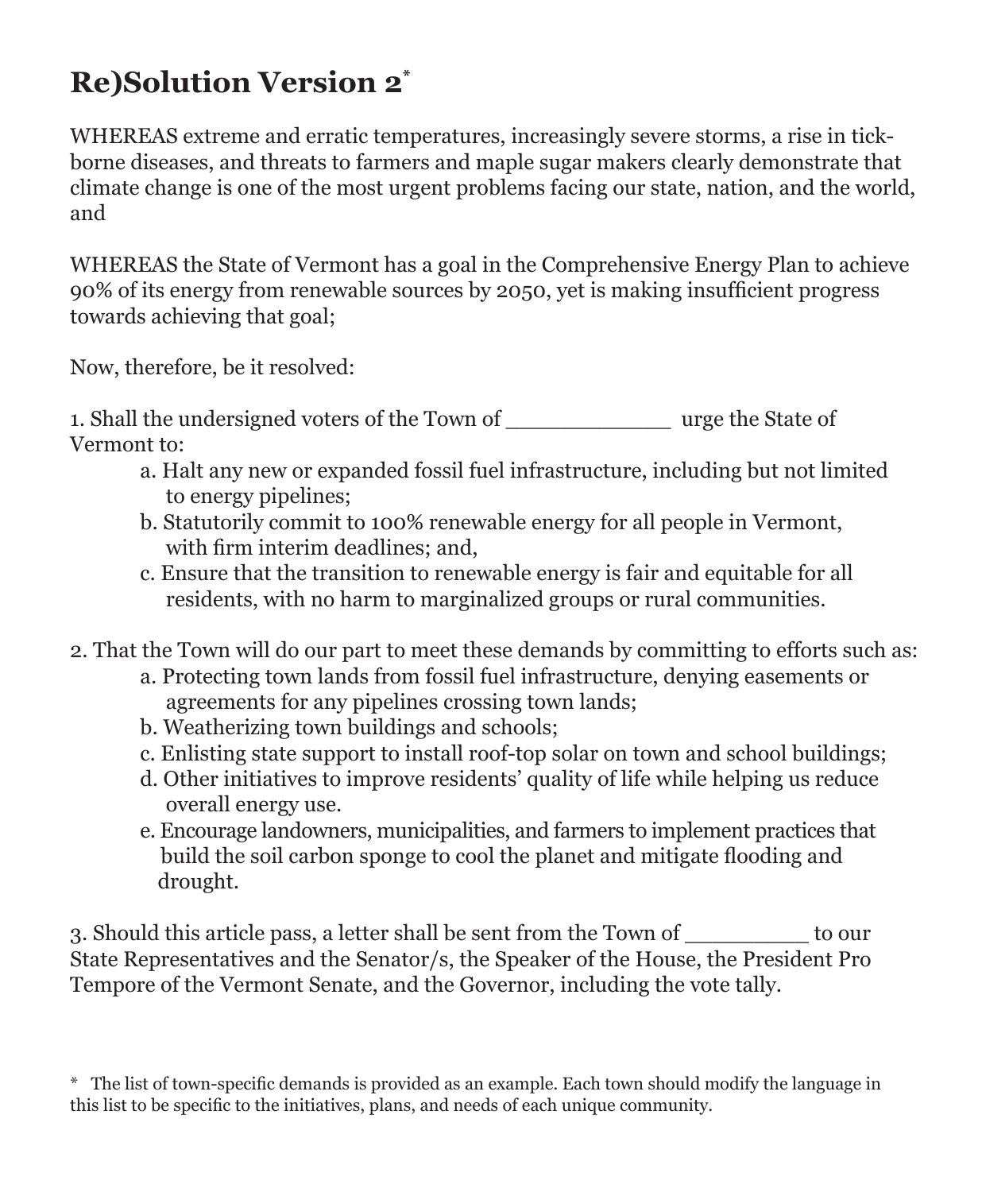# Re)Solution Version 2[*]

WHEREAS extreme and erratic temperatures, increasingly severe storms, a rise in tick-borne diseases, and threats to farmers and maple sugar makers clearly demonstrate that climate change is one of the most urgent problems facing our state, nation, and the world, and

WHEREAS the State of Vermont has a goal in the Comprehensive Energy Plan to achieve 90% of its energy from renewable sources by 2050, yet is making insufficient progress towards achieving that goal;

Now, therefore, be it resolved:

1. Shall the undersigned voters of the Town of ____________ urge the State of Vermont to:
    a. Halt any new or expanded fossil fuel infrastructure, including but not limited to energy pipelines;
    b. Statutorily commit to 100% renewable energy for all people in Vermont, with firm interim deadlines; and,
    c. Ensure that the transition to renewable energy is fair and equitable for all residents, with no harm to marginalized groups or rural communities.

2. That the Town will do our part to meet these demands by committing to efforts such as:
    a. Protecting town lands from fossil fuel infrastructure, denying easements or agreements for any pipelines crossing town lands;
    b. Weatherizing town buildings and schools;
    c. Enlisting state support to install roof-top solar on town and school buildings;
    d. Other initiatives to improve residents' quality of life while helping us reduce overall energy use.
    e. Encourage landowners, municipalities, and farmers to implement practices that build the soil carbon sponge to cool the planet and mitigate flooding and drought.

3. Should this article pass, a letter shall be sent from the Town of _________ to our State Representatives and the Senator/s, the Speaker of the House, the President Pro Tempore of the Vermont Senate, and the Governor, including the vote tally.

\* The list of town-specific demands is provided as an example. Each town should modify the language in this list to be specific to the initiatives, plans, and needs of each unique community.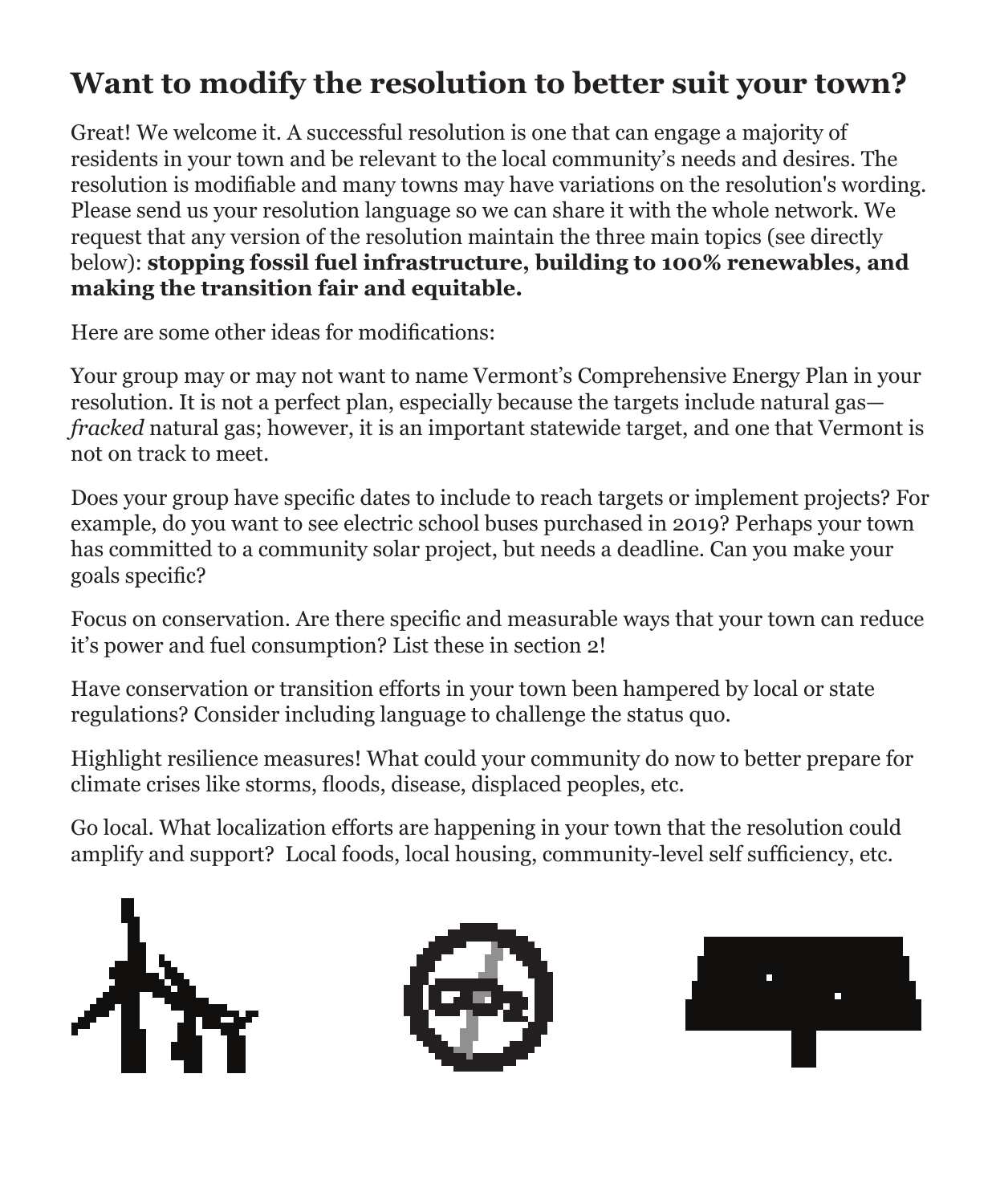## Want to modify the resolution to better suit your town?

Great! We welcome it. A successful resolution is one that can engage a majority of residents in your town and be relevant to the local community's needs and desires. The resolution is modifiable and many towns may have variations on the resolution's wording. Please send us your resolution language so we can share it with the whole network. We request that any version of the resolution maintain the three main topics (see directly below): **stopping fossil fuel infrastructure, building to 100% renewables, and making the transition fair and equitable.**

Here are some other ideas for modifications:

Your group may or may not want to name Vermont's Comprehensive Energy Plan in your resolution. It is not a perfect plan, especially because the targets include natural gas—*fracked* natural gas; however, it is an important statewide target, and one that Vermont is not on track to meet.

Does your group have specific dates to include to reach targets or implement projects? For example, do you want to see electric school buses purchased in 2019? Perhaps your town has committed to a community solar project, but needs a deadline. Can you make your goals specific?

Focus on conservation. Are there specific and measurable ways that your town can reduce it's power and fuel consumption? List these in section 2!

Have conservation or transition efforts in your town been hampered by local or state regulations? Consider including language to challenge the status quo.

Highlight resilience measures! What could your community do now to better prepare for climate crises like storms, floods, disease, displaced peoples, etc.

Go local. What localization efforts are happening in your town that the resolution could amplify and support? Local foods, local housing, community-level self sufficiency, etc.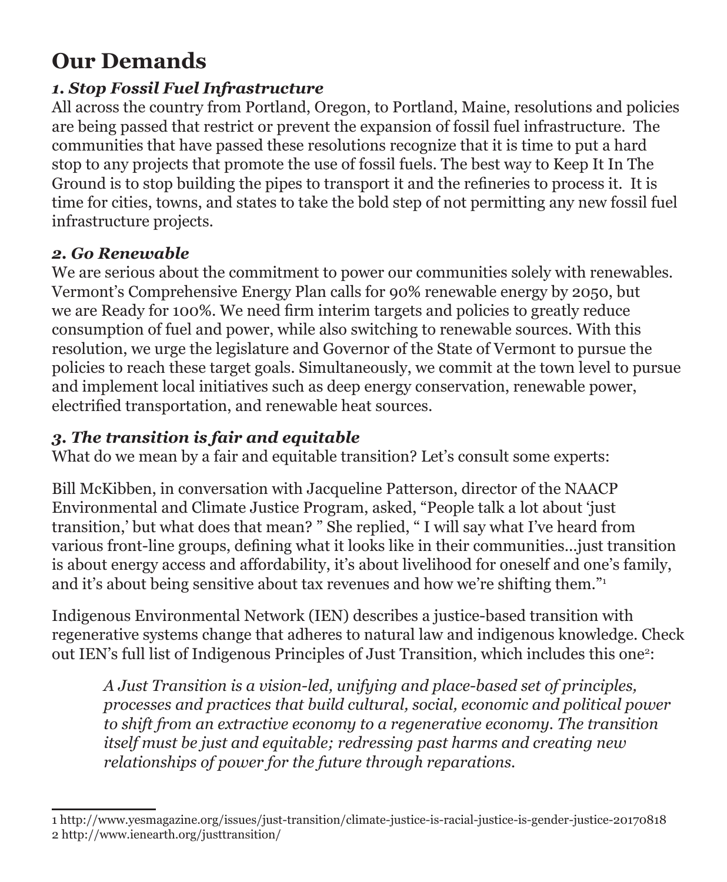# Our Demands

### *1. Stop Fossil Fuel Infrastructure*

All across the country from Portland, Oregon, to Portland, Maine, resolutions and policies are being passed that restrict or prevent the expansion of fossil fuel infrastructure. The communities that have passed these resolutions recognize that it is time to put a hard stop to any projects that promote the use of fossil fuels. The best way to Keep It In The Ground is to stop building the pipes to transport it and the refineries to process it. It is time for cities, towns, and states to take the bold step of not permitting any new fossil fuel infrastructure projects.

### *2. Go Renewable*

We are serious about the commitment to power our communities solely with renewables. Vermont's Comprehensive Energy Plan calls for 90% renewable energy by 2050, but we are Ready for 100%. We need firm interim targets and policies to greatly reduce consumption of fuel and power, while also switching to renewable sources. With this resolution, we urge the legislature and Governor of the State of Vermont to pursue the policies to reach these target goals. Simultaneously, we commit at the town level to pursue and implement local initiatives such as deep energy conservation, renewable power, electrified transportation, and renewable heat sources.

### *3. The transition is fair and equitable*

What do we mean by a fair and equitable transition? Let's consult some experts:

Bill McKibben, in conversation with Jacqueline Patterson, director of the NAACP Environmental and Climate Justice Program, asked, "People talk a lot about 'just transition,' but what does that mean? " She replied, " I will say what I've heard from various front-line groups, defining what it looks like in their communities…just transition is about energy access and affordability, it's about livelihood for oneself and one's family, and it's about being sensitive about tax revenues and how we're shifting them."[1]

Indigenous Environmental Network (IEN) describes a justice-based transition with regenerative systems change that adheres to natural law and indigenous knowledge. Check out IEN's full list of Indigenous Principles of Just Transition, which includes this one[2]:

> *A Just Transition is a vision-led, unifying and place-based set of principles, processes and practices that build cultural, social, economic and political power to shift from an extractive economy to a regenerative economy. The transition itself must be just and equitable; redressing past harms and creating new relationships of power for the future through reparations.*

---

1 http://www.yesmagazine.org/issues/just-transition/climate-justice-is-racial-justice-is-gender-justice-20170818
2 http://www.ienearth.org/justtransition/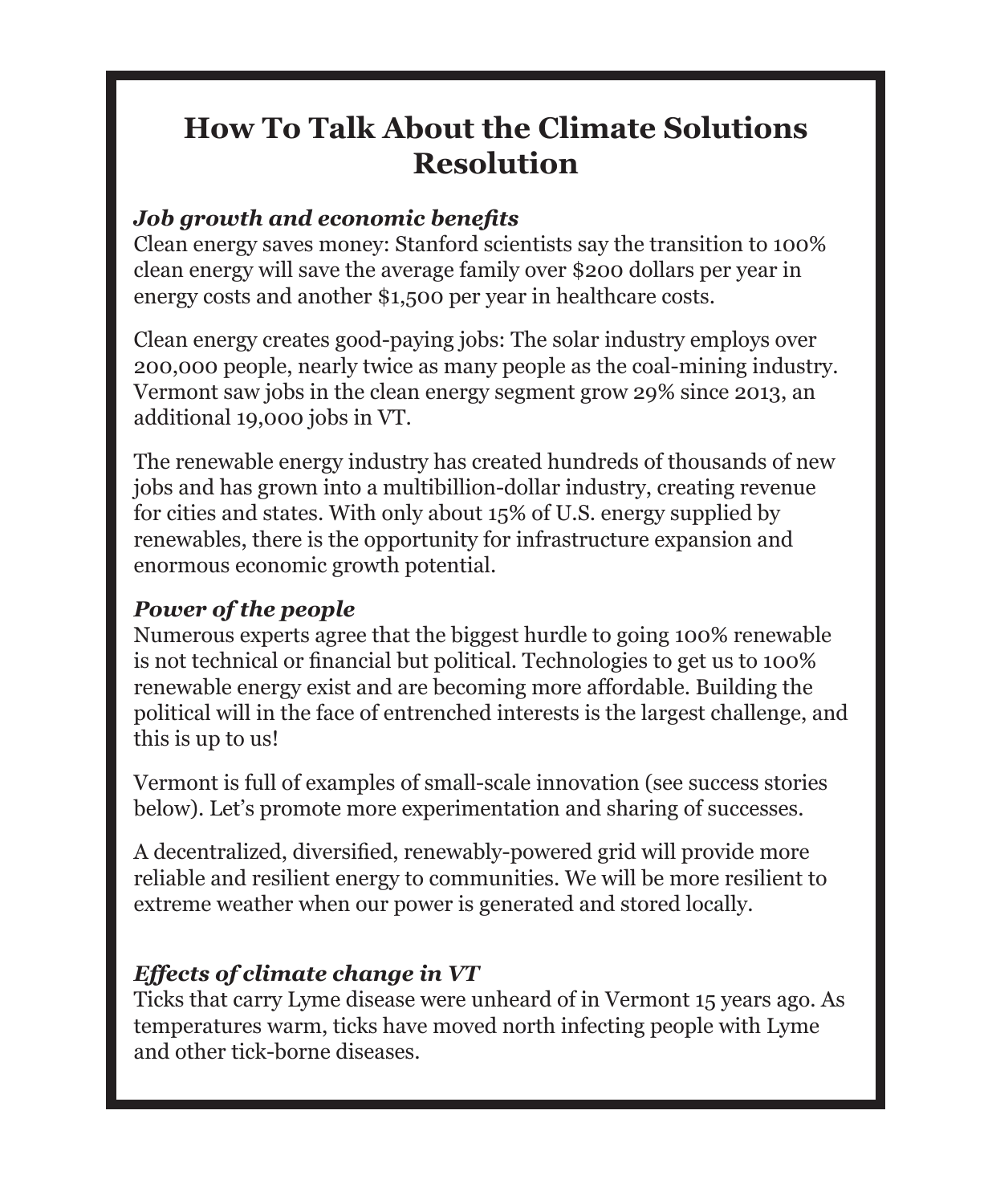# How To Talk About the Climate Solutions Resolution

***Job growth and economic benefits***

Clean energy saves money: Stanford scientists say the transition to 100% clean energy will save the average family over $200 dollars per year in energy costs and another $1,500 per year in healthcare costs.

Clean energy creates good-paying jobs: The solar industry employs over 200,000 people, nearly twice as many people as the coal-mining industry. Vermont saw jobs in the clean energy segment grow 29% since 2013, an additional 19,000 jobs in VT.

The renewable energy industry has created hundreds of thousands of new jobs and has grown into a multibillion-dollar industry, creating revenue for cities and states. With only about 15% of U.S. energy supplied by renewables, there is the opportunity for infrastructure expansion and enormous economic growth potential.

***Power of the people***

Numerous experts agree that the biggest hurdle to going 100% renewable is not technical or financial but political. Technologies to get us to 100% renewable energy exist and are becoming more affordable. Building the political will in the face of entrenched interests is the largest challenge, and this is up to us!

Vermont is full of examples of small-scale innovation (see success stories below). Let's promote more experimentation and sharing of successes.

A decentralized, diversified, renewably-powered grid will provide more reliable and resilient energy to communities. We will be more resilient to extreme weather when our power is generated and stored locally.

***Effects of climate change in VT***

Ticks that carry Lyme disease were unheard of in Vermont 15 years ago. As temperatures warm, ticks have moved north infecting people with Lyme and other tick-borne diseases.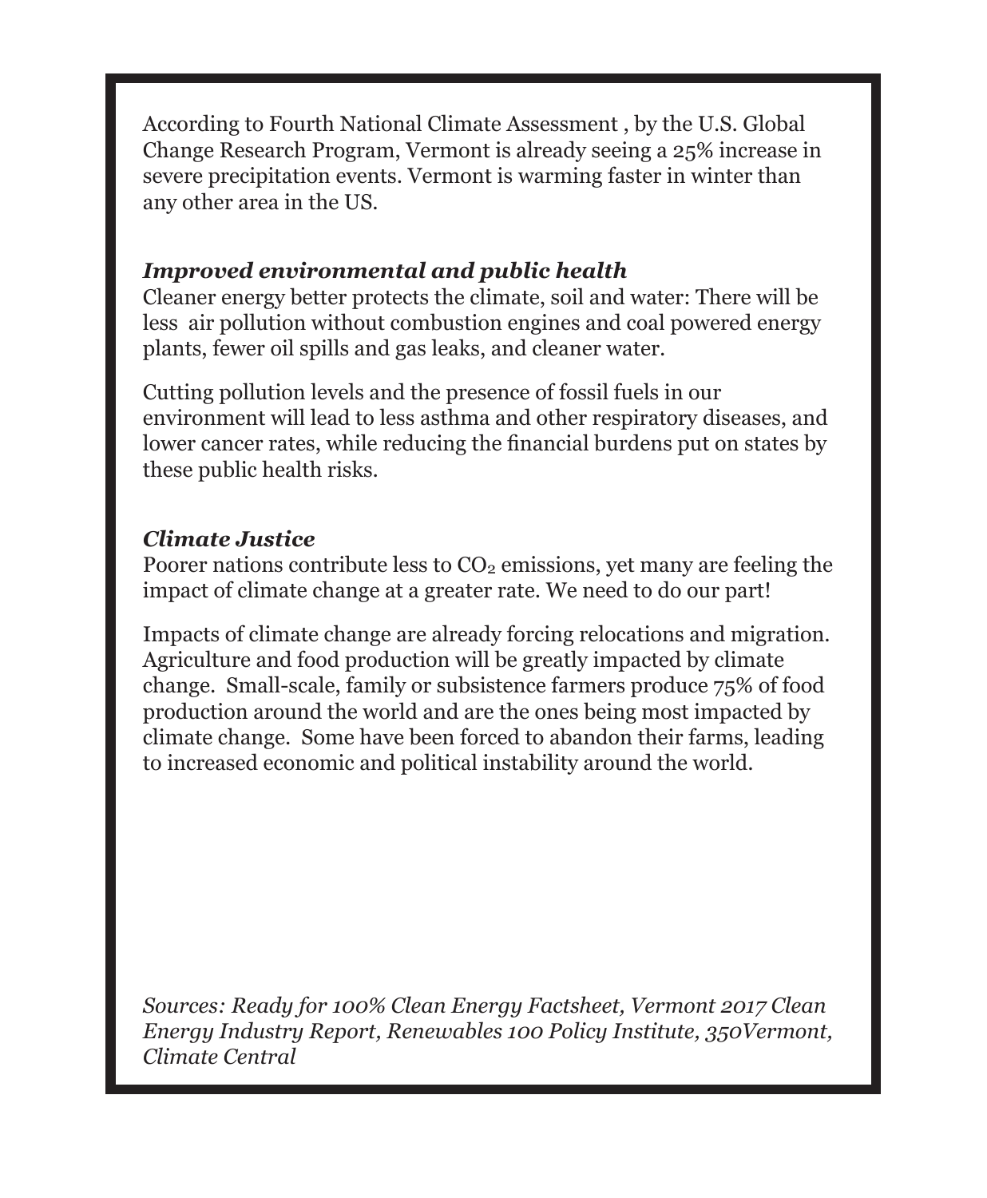According to Fourth National Climate Assessment , by the U.S. Global Change Research Program, Vermont is already seeing a 25% increase in severe precipitation events. Vermont is warming faster in winter than any other area in the US.

### *Improved environmental and public health*

Cleaner energy better protects the climate, soil and water: There will be less air pollution without combustion engines and coal powered energy plants, fewer oil spills and gas leaks, and cleaner water.

Cutting pollution levels and the presence of fossil fuels in our environment will lead to less asthma and other respiratory diseases, and lower cancer rates, while reducing the financial burdens put on states by these public health risks.

### *Climate Justice*

Poorer nations contribute less to $CO_2$ emissions, yet many are feeling the impact of climate change at a greater rate. We need to do our part!

Impacts of climate change are already forcing relocations and migration. Agriculture and food production will be greatly impacted by climate change. Small-scale, family or subsistence farmers produce 75% of food production around the world and are the ones being most impacted by climate change. Some have been forced to abandon their farms, leading to increased economic and political instability around the world.

*Sources: Ready for 100% Clean Energy Factsheet, Vermont 2017 Clean Energy Industry Report, Renewables 100 Policy Institute, 350Vermont, Climate Central*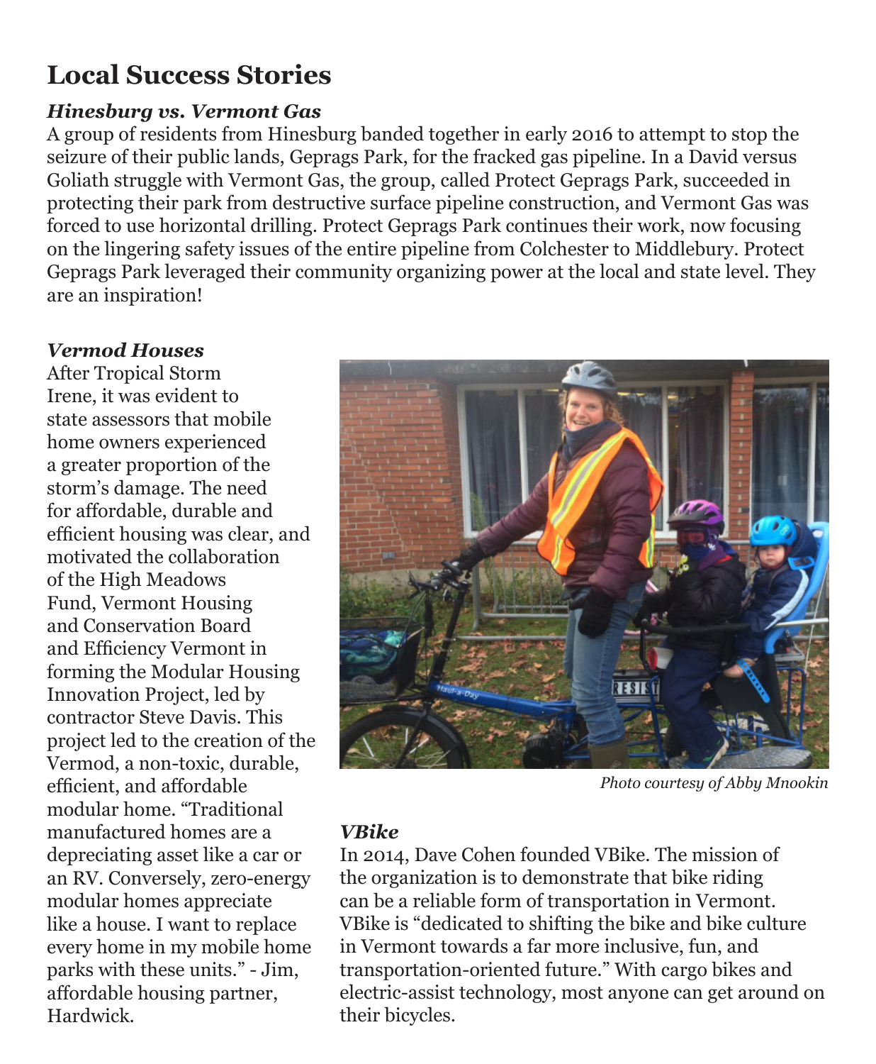# Local Success Stories

### *Hinesburg vs. Vermont Gas*

A group of residents from Hinesburg banded together in early 2016 to attempt to stop the seizure of their public lands, Geprags Park, for the fracked gas pipeline. In a David versus Goliath struggle with Vermont Gas, the group, called Protect Geprags Park, succeeded in protecting their park from destructive surface pipeline construction, and Vermont Gas was forced to use horizontal drilling. Protect Geprags Park continues their work, now focusing on the lingering safety issues of the entire pipeline from Colchester to Middlebury. Protect Geprags Park leveraged their community organizing power at the local and state level. They are an inspiration!

### *Vermod Houses*

After Tropical Storm Irene, it was evident to state assessors that mobile home owners experienced a greater proportion of the storm's damage. The need for affordable, durable and efficient housing was clear, and motivated the collaboration of the High Meadows Fund, Vermont Housing and Conservation Board and Efficiency Vermont in forming the Modular Housing Innovation Project, led by contractor Steve Davis. This project led to the creation of the Vermod, a non-toxic, durable, efficient, and affordable modular home. "Traditional manufactured homes are a depreciating asset like a car or an RV. Conversely, zero-energy modular homes appreciate like a house. I want to replace every home in my mobile home parks with these units." - Jim, affordable housing partner, Hardwick.

*Photo courtesy of Abby Mnookin*

### *VBike*

In 2014, Dave Cohen founded VBike. The mission of the organization is to demonstrate that bike riding can be a reliable form of transportation in Vermont. VBike is "dedicated to shifting the bike and bike culture in Vermont towards a far more inclusive, fun, and transportation-oriented future." With cargo bikes and electric-assist technology, most anyone can get around on their bicycles.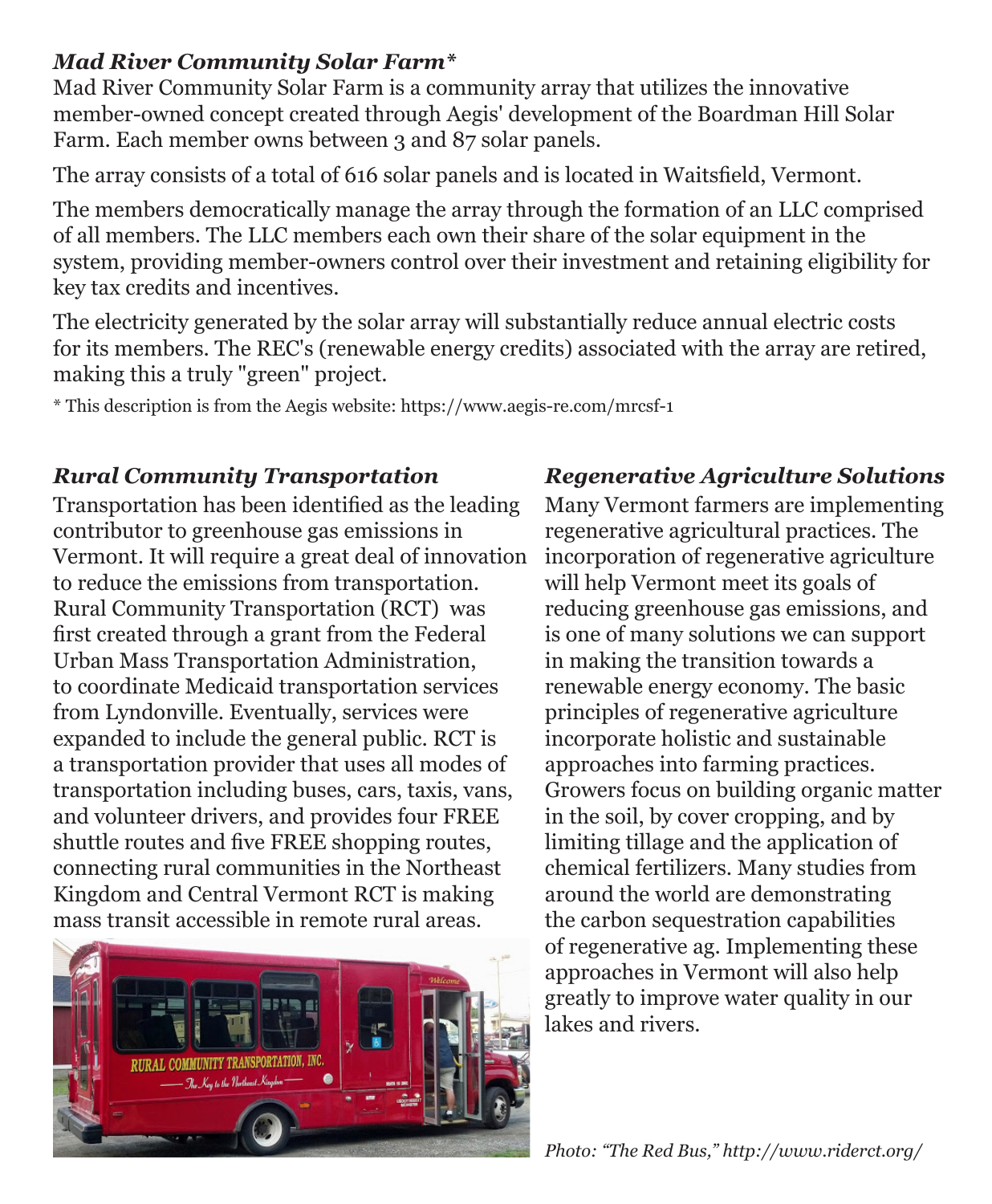### *Mad River Community Solar Farm**

Mad River Community Solar Farm is a community array that utilizes the innovative member-owned concept created through Aegis' development of the Boardman Hill Solar Farm. Each member owns between 3 and 87 solar panels.

The array consists of a total of 616 solar panels and is located in Waitsfield, Vermont.

The members democratically manage the array through the formation of an LLC comprised of all members. The LLC members each own their share of the solar equipment in the system, providing member-owners control over their investment and retaining eligibility for key tax credits and incentives.

The electricity generated by the solar array will substantially reduce annual electric costs for its members. The REC's (renewable energy credits) associated with the array are retired, making this a truly "green" project.

* This description is from the Aegis website: https://www.aegis-re.com/mrcsf-1

### *Rural Community Transportation*

Transportation has been identified as the leading contributor to greenhouse gas emissions in Vermont. It will require a great deal of innovation to reduce the emissions from transportation. Rural Community Transportation (RCT) was first created through a grant from the Federal Urban Mass Transportation Administration, to coordinate Medicaid transportation services from Lyndonville. Eventually, services were expanded to include the general public. RCT is a transportation provider that uses all modes of transportation including buses, cars, taxis, vans, and volunteer drivers, and provides four FREE shuttle routes and five FREE shopping routes, connecting rural communities in the Northeast Kingdom and Central Vermont RCT is making mass transit accessible in remote rural areas.

*Photo: "The Red Bus," http://www.riderct.org/*

### *Regenerative Agriculture Solutions*

Many Vermont farmers are implementing regenerative agricultural practices. The incorporation of regenerative agriculture will help Vermont meet its goals of reducing greenhouse gas emissions, and is one of many solutions we can support in making the transition towards a renewable energy economy. The basic principles of regenerative agriculture incorporate holistic and sustainable approaches into farming practices. Growers focus on building organic matter in the soil, by cover cropping, and by limiting tillage and the application of chemical fertilizers. Many studies from around the world are demonstrating the carbon sequestration capabilities of regenerative ag. Implementing these approaches in Vermont will also help greatly to improve water quality in our lakes and rivers.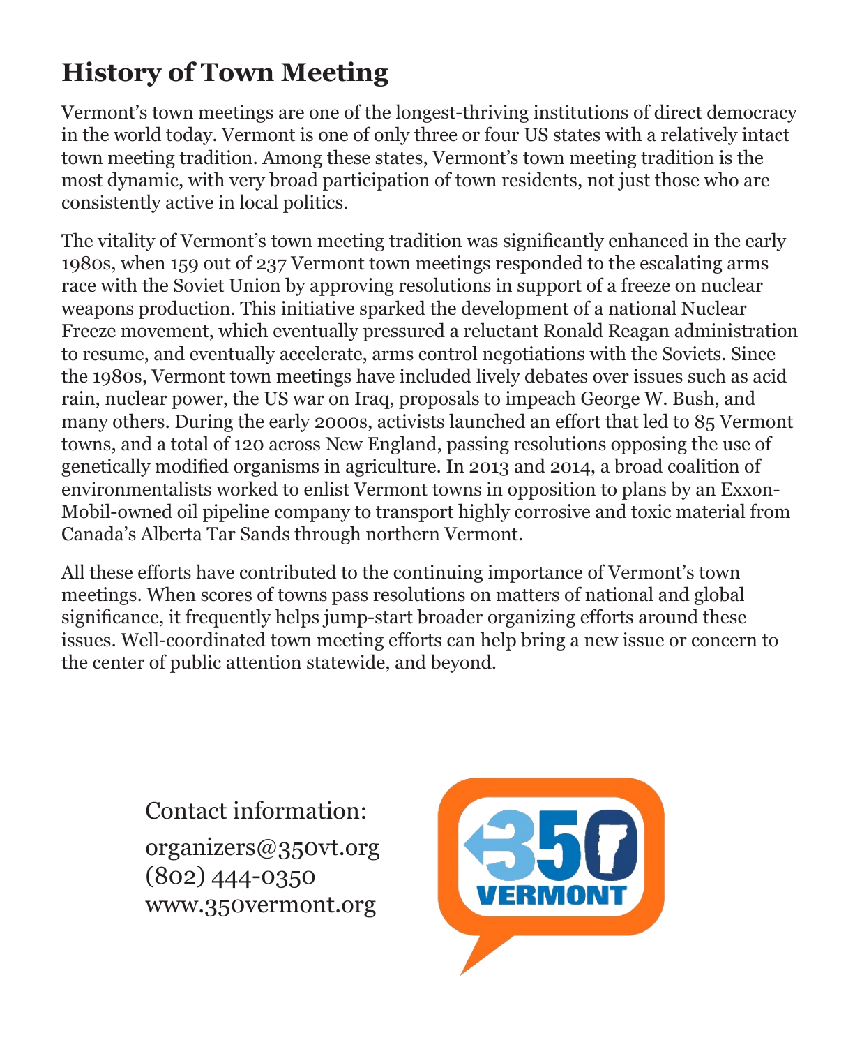# History of Town Meeting

Vermont's town meetings are one of the longest-thriving institutions of direct democracy in the world today. Vermont is one of only three or four US states with a relatively intact town meeting tradition. Among these states, Vermont's town meeting tradition is the most dynamic, with very broad participation of town residents, not just those who are consistently active in local politics.

The vitality of Vermont's town meeting tradition was significantly enhanced in the early 1980s, when 159 out of 237 Vermont town meetings responded to the escalating arms race with the Soviet Union by approving resolutions in support of a freeze on nuclear weapons production. This initiative sparked the development of a national Nuclear Freeze movement, which eventually pressured a reluctant Ronald Reagan administration to resume, and eventually accelerate, arms control negotiations with the Soviets. Since the 1980s, Vermont town meetings have included lively debates over issues such as acid rain, nuclear power, the US war on Iraq, proposals to impeach George W. Bush, and many others. During the early 2000s, activists launched an effort that led to 85 Vermont towns, and a total of 120 across New England, passing resolutions opposing the use of genetically modified organisms in agriculture. In 2013 and 2014, a broad coalition of environmentalists worked to enlist Vermont towns in opposition to plans by an Exxon-Mobil-owned oil pipeline company to transport highly corrosive and toxic material from Canada's Alberta Tar Sands through northern Vermont.

All these efforts have contributed to the continuing importance of Vermont's town meetings. When scores of towns pass resolutions on matters of national and global significance, it frequently helps jump-start broader organizing efforts around these issues. Well-coordinated town meeting efforts can help bring a new issue or concern to the center of public attention statewide, and beyond.

Contact information:

organizers@350vt.org
(802) 444-0350
www.350vermont.org

350 VERMONT